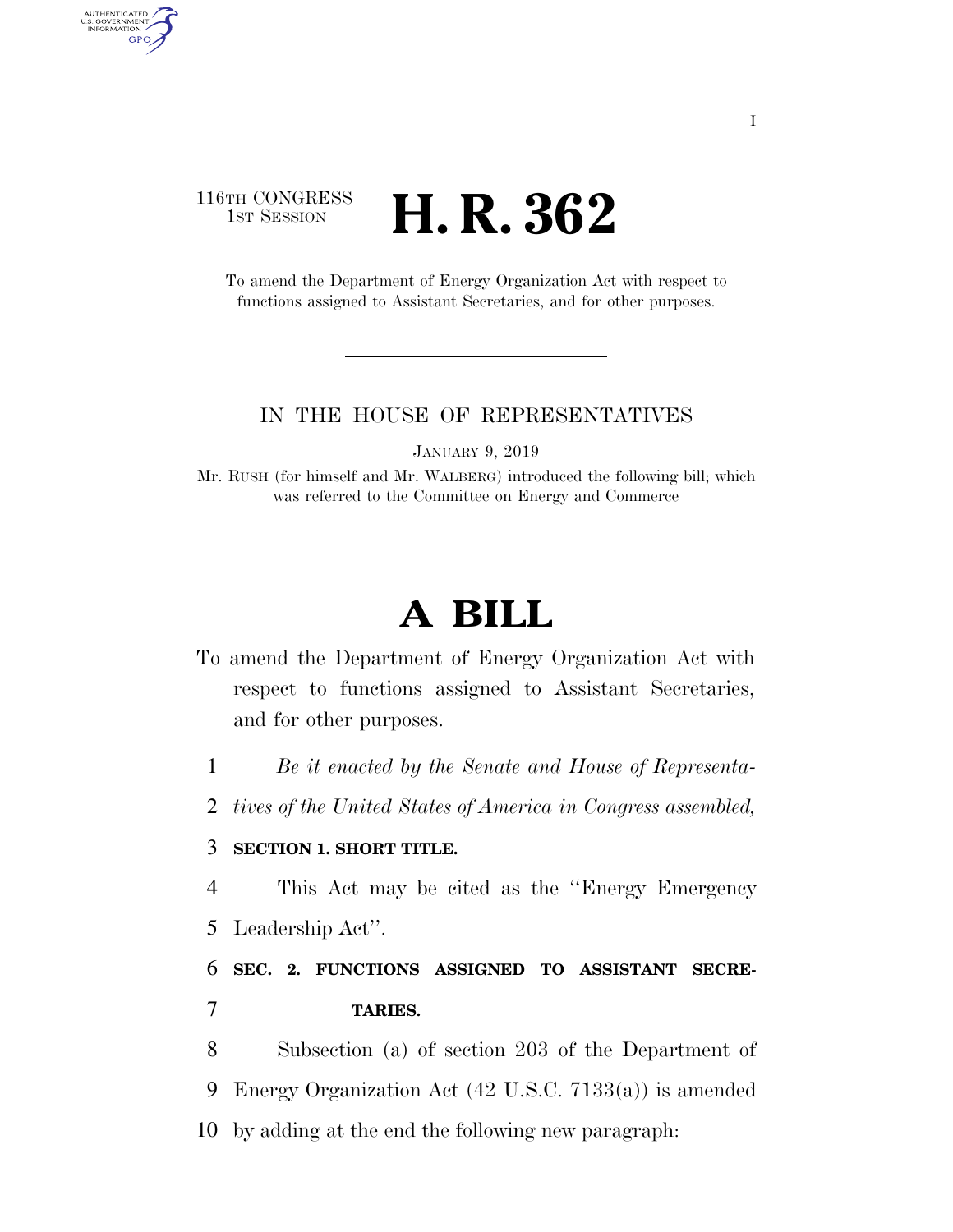116TH CONGRESS
1ST SESSION

# H. R. 362

To amend the Department of Energy Organization Act with respect to functions assigned to Assistant Secretaries, and for other purposes.

IN THE HOUSE OF REPRESENTATIVES

JANUARY 9, 2019

Mr. RUSH (for himself and Mr. WALBERG) introduced the following bill; which was referred to the Committee on Energy and Commerce

# A BILL

To amend the Department of Energy Organization Act with respect to functions assigned to Assistant Secretaries, and for other purposes.

1 *Be it enacted by the Senate and House of Representa-*
2 *tives of the United States of America in Congress assembled,*

3 **SECTION 1. SHORT TITLE.**

4 This Act may be cited as the ''Energy Emergency
5 Leadership Act''.

6 **SEC. 2. FUNCTIONS ASSIGNED TO ASSISTANT SECRE-**
7 **TARIES.**

8 Subsection (a) of section 203 of the Department of
9 Energy Organization Act (42 U.S.C. 7133(a)) is amended
10 by adding at the end the following new paragraph: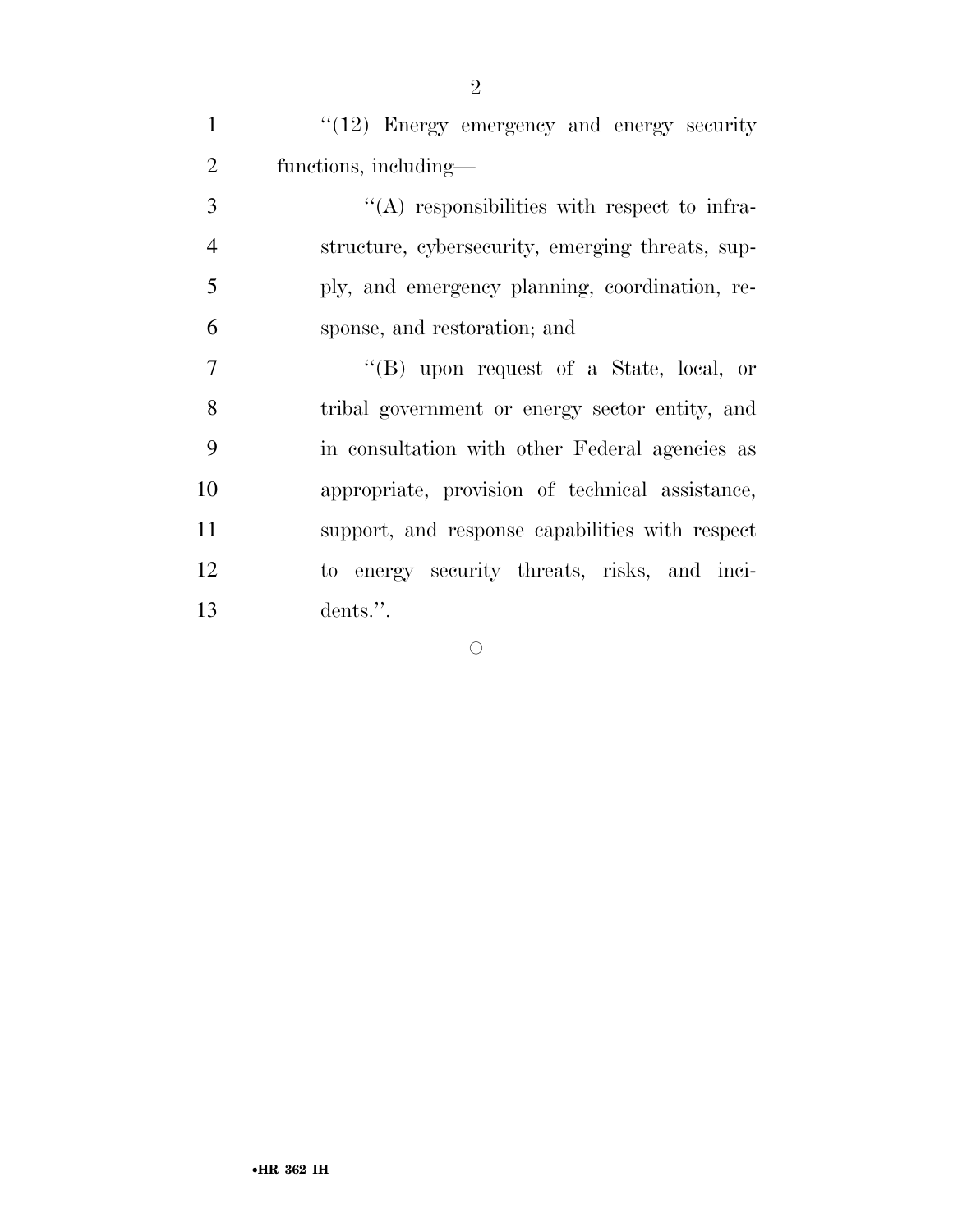"(12) Energy emergency and energy security functions, including—

"(A) responsibilities with respect to infrastructure, cybersecurity, emerging threats, supply, and emergency planning, coordination, response, and restoration; and

"(B) upon request of a State, local, or tribal government or energy sector entity, and in consultation with other Federal agencies as appropriate, provision of technical assistance, support, and response capabilities with respect to energy security threats, risks, and incidents.".

○